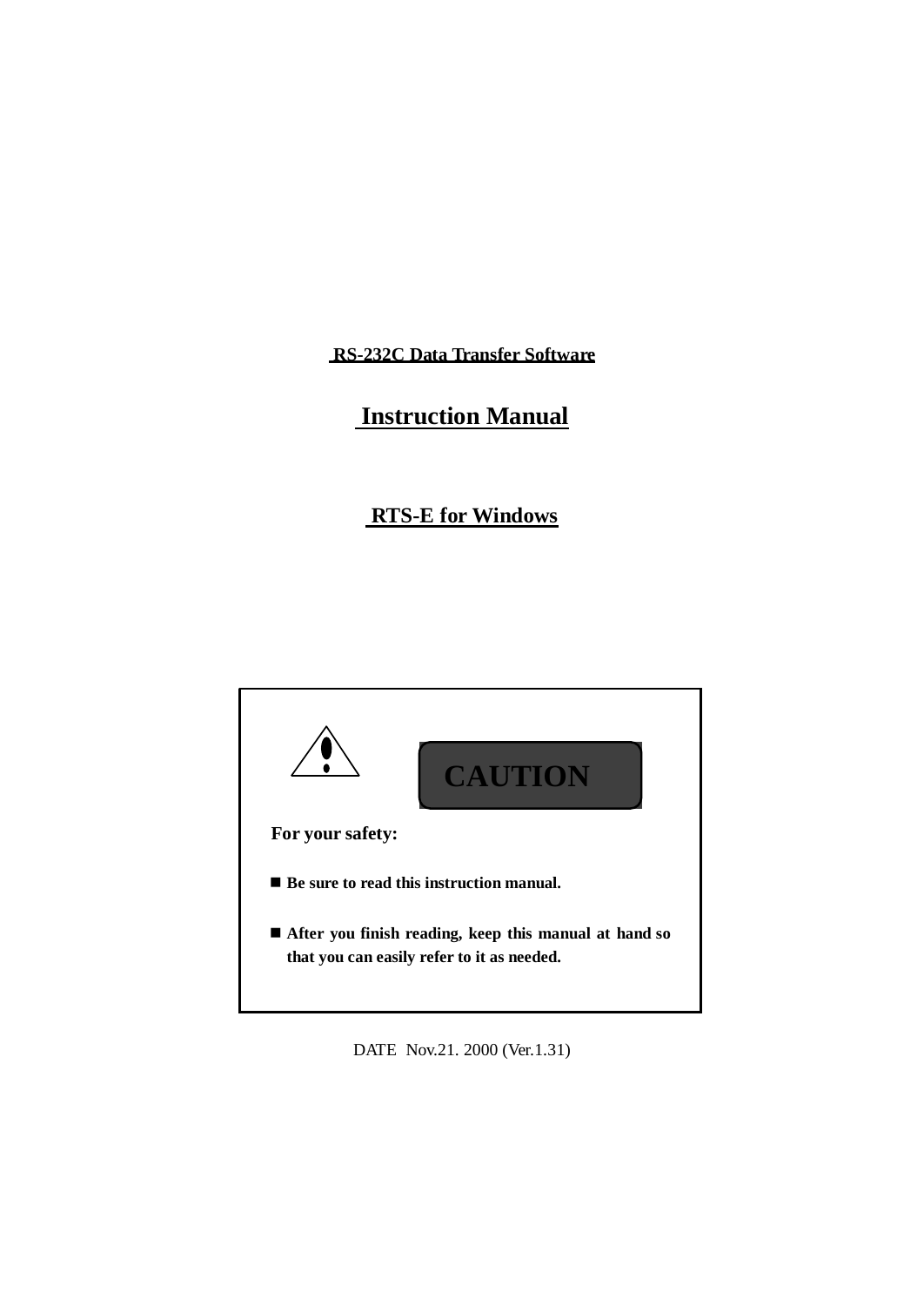**RS-232C Data Transfer Software**

# Instruction Manual

## RTS-E for Windows

**CAUTION**

**For your safety:**

- **Be sure to read this instruction manual.**
- **After you finish reading, keep this manual at hand so that you can easily refer to it as needed.**

DATE Nov.21. 2000 (Ver.1.31)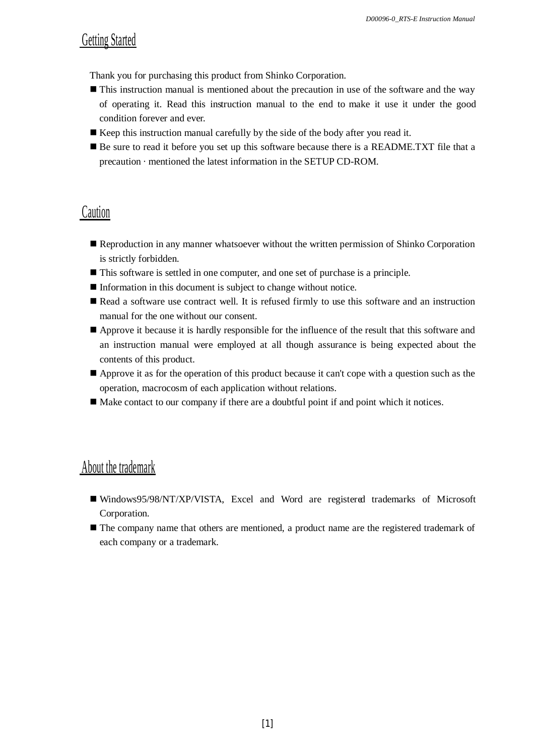## Getting Started

Thank you for purchasing this product from Shinko Corporation.

- This instruction manual is mentioned about the precaution in use of the software and the way of operating it. Read this instruction manual to the end to make it use it under the good condition forever and ever.
- Keep this instruction manual carefully by the side of the body after you read it.
- Be sure to read it before you set up this software because there is a README.TXT file that a precaution · mentioned the latest information in the SETUP CD-ROM.

## Caution

- Reproduction in any manner whatsoever without the written permission of Shinko Corporation is strictly forbidden.
- This software is settled in one computer, and one set of purchase is a principle.
- Information in this document is subject to change without notice.
- Read a software use contract well. It is refused firmly to use this software and an instruction manual for the one without our consent.
- Approve it because it is hardly responsible for the influence of the result that this software and an instruction manual were employed at all though assurance is being expected about the contents of this product.
- Approve it as for the operation of this product because it can't cope with a question such as the operation, macrocosm of each application without relations.
- Make contact to our company if there are a doubtful point if and point which it notices.

## About the trademark

- Windows95/98/NT/XP/VISTA, Excel and Word are registered trademarks of Microsoft Corporation.
- The company name that others are mentioned, a product name are the registered trademark of each company or a trademark.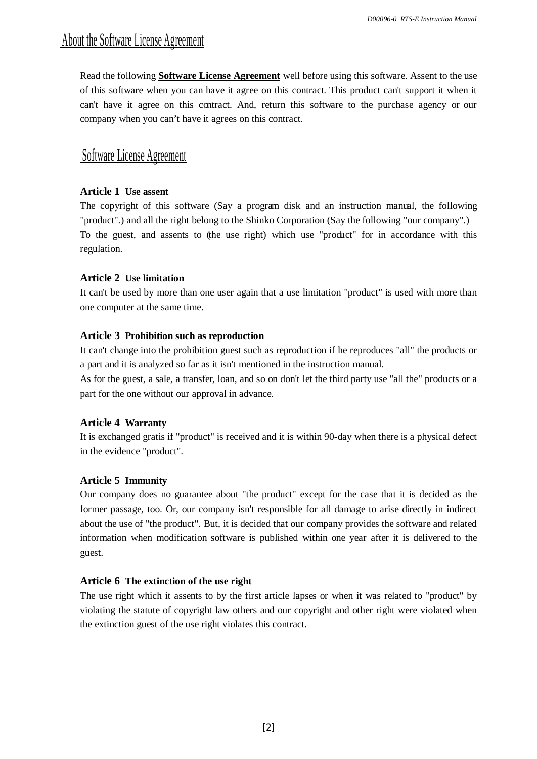# About the Software License Agreement

Read the following **Software License Agreement** well before using this software. Assent to the use of this software when you can have it agree on this contract. This product can't support it when it can't have it agree on this contract. And, return this software to the purchase agency or our company when you can't have it agrees on this contract.

# Software License Agreement

### Article 1 Use assent

The copyright of this software (Say a program disk and an instruction manual, the following "product".) and all the right belong to the Shinko Corporation (Say the following "our company".) To the guest, and assents to (the use right) which use "product" for in accordance with this regulation.

### Article 2 Use limitation

It can't be used by more than one user again that a use limitation "product" is used with more than one computer at the same time.

### Article 3 Prohibition such as reproduction

It can't change into the prohibition guest such as reproduction if he reproduces "all" the products or a part and it is analyzed so far as it isn't mentioned in the instruction manual.

As for the guest, a sale, a transfer, loan, and so on don't let the third party use "all the" products or a part for the one without our approval in advance.

### Article 4 Warranty

It is exchanged gratis if "product" is received and it is within 90-day when there is a physical defect in the evidence "product".

### Article 5 Immunity

Our company does no guarantee about "the product" except for the case that it is decided as the former passage, too. Or, our company isn't responsible for all damage to arise directly in indirect about the use of "the product". But, it is decided that our company provides the software and related information when modification software is published within one year after it is delivered to the guest.

### Article 6 The extinction of the use right

The use right which it assents to by the first article lapses or when it was related to "product" by violating the statute of copyright law others and our copyright and other right were violated when the extinction guest of the use right violates this contract.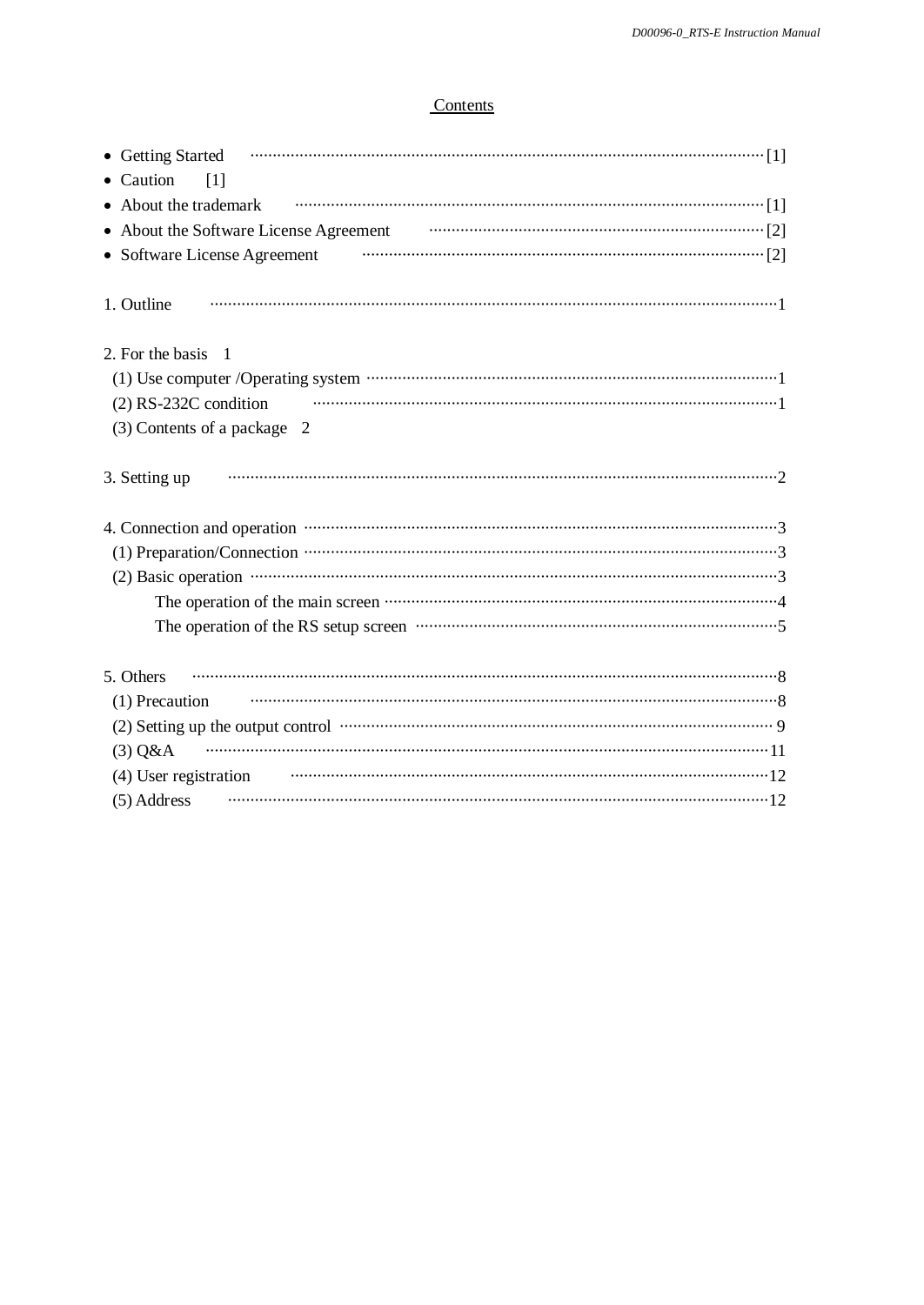## Contents

- Getting Started ··· [1]
- Caution [1]
- About the trademark ··· [1]
- About the Software License Agreement ··· [2]
- Software License Agreement ··· [2]

1. Outline ··· 1

2. For the basis 1
   (1) Use computer /Operating system ··· 1
   (2) RS-232C condition ··· 1
   (3) Contents of a package 2

3. Setting up ··· 2

4. Connection and operation ··· 3
   (1) Preparation/Connection ··· 3
   (2) Basic operation ··· 3
      The operation of the main screen ··· 4
      The operation of the RS setup screen ··· 5

5. Others ··· 8
   (1) Precaution ··· 8
   (2) Setting up the output control ··· 9
   (3) Q&A ··· 11
   (4) User registration ··· 12
   (5) Address ··· 12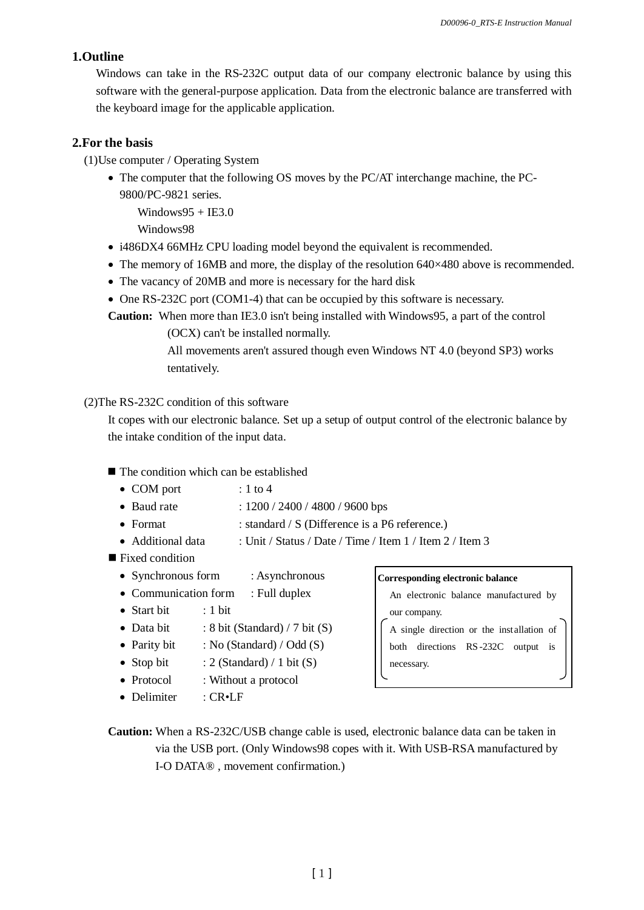## 1.Outline

Windows can take in the RS-232C output data of our company electronic balance by using this software with the general-purpose application. Data from the electronic balance are transferred with the keyboard image for the applicable application.

## 2.For the basis

(1)Use computer / Operating System

- The computer that the following OS moves by the PC/AT interchange machine, the PC-9800/PC-9821 series.
  Windows95 + IE3.0
  Windows98
- i486DX4 66MHz CPU loading model beyond the equivalent is recommended.
- The memory of 16MB and more, the display of the resolution 640×480 above is recommended.
- The vacancy of 20MB and more is necessary for the hard disk
- One RS-232C port (COM1-4) that can be occupied by this software is necessary.

**Caution:** When more than IE3.0 isn't being installed with Windows95, a part of the control (OCX) can't be installed normally.
All movements aren't assured though even Windows NT 4.0 (beyond SP3) works tentatively.

(2)The RS-232C condition of this software

It copes with our electronic balance. Set up a setup of output control of the electronic balance by the intake condition of the input data.

■ The condition which can be established

- COM port : 1 to 4
- Baud rate : 1200 / 2400 / 4800 / 9600 bps
- Format : standard / S (Difference is a P6 reference.)
- Additional data : Unit / Status / Date / Time / Item 1 / Item 2 / Item 3

■ Fixed condition

- Synchronous form : Asynchronous
- Communication form : Full duplex
- Start bit : 1 bit
- Data bit : 8 bit (Standard) / 7 bit (S)
- Parity bit : No (Standard) / Odd (S)
- Stop bit : 2 (Standard) / 1 bit (S)
- Protocol : Without a protocol
- Delimiter : CR•LF

**Corresponding electronic balance**

An electronic balance manufactured by our company.
(A single direction or the installation of both directions RS-232C output is necessary.)

**Caution:** When a RS-232C/USB change cable is used, electronic balance data can be taken in via the USB port. (Only Windows98 copes with it. With USB-RSA manufactured by I-O DATA® , movement confirmation.)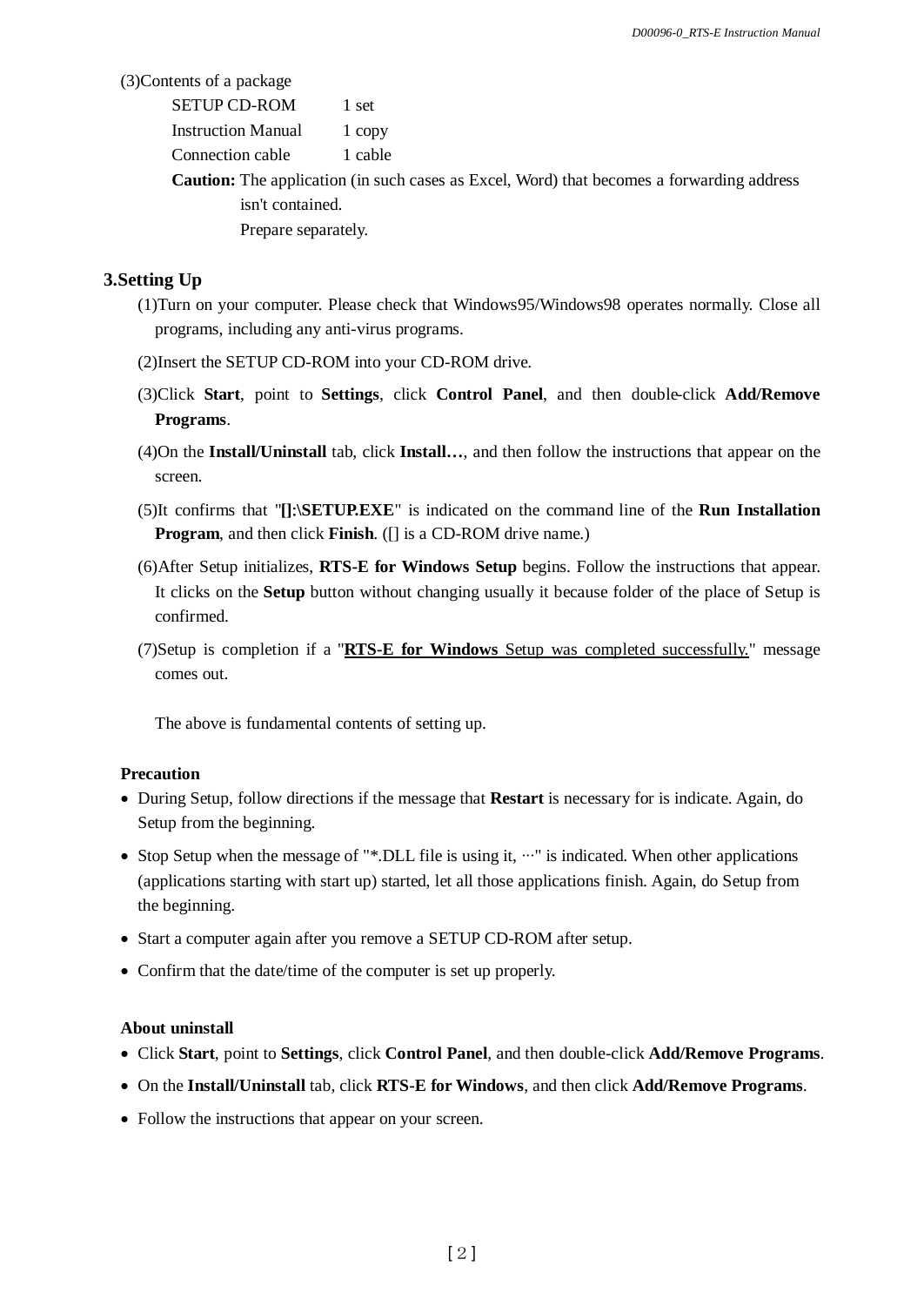(3)Contents of a package

| | |
|---|---|
| SETUP CD-ROM | 1 set |
| Instruction Manual | 1 copy |
| Connection cable | 1 cable |

**Caution:** The application (in such cases as Excel, Word) that becomes a forwarding address isn't contained.
Prepare separately.

## 3.Setting Up

(1)Turn on your computer. Please check that Windows95/Windows98 operates normally. Close all programs, including any anti-virus programs.

(2)Insert the SETUP CD-ROM into your CD-ROM drive.

(3)Click **Start**, point to **Settings**, click **Control Panel**, and then double-click **Add/Remove Programs**.

(4)On the **Install/Uninstall** tab, click **Install…**, and then follow the instructions that appear on the screen.

(5)It confirms that "**[]:\SETUP.EXE**" is indicated on the command line of the **Run Installation Program**, and then click **Finish**. ([] is a CD-ROM drive name.)

(6)After Setup initializes, **RTS-E for Windows Setup** begins. Follow the instructions that appear. It clicks on the **Setup** button without changing usually it because folder of the place of Setup is confirmed.

(7)Setup is completion if a "**RTS-E for Windows** Setup was completed successfully." message comes out.

The above is fundamental contents of setting up.

**Precaution**

- During Setup, follow directions if the message that **Restart** is necessary for is indicate. Again, do Setup from the beginning.
- Stop Setup when the message of "*.DLL file is using it, ···" is indicated. When other applications (applications starting with start up) started, let all those applications finish. Again, do Setup from the beginning.
- Start a computer again after you remove a SETUP CD-ROM after setup.
- Confirm that the date/time of the computer is set up properly.

**About uninstall**

- Click **Start**, point to **Settings**, click **Control Panel**, and then double-click **Add/Remove Programs**.
- On the **Install/Uninstall** tab, click **RTS-E for Windows**, and then click **Add/Remove Programs**.
- Follow the instructions that appear on your screen.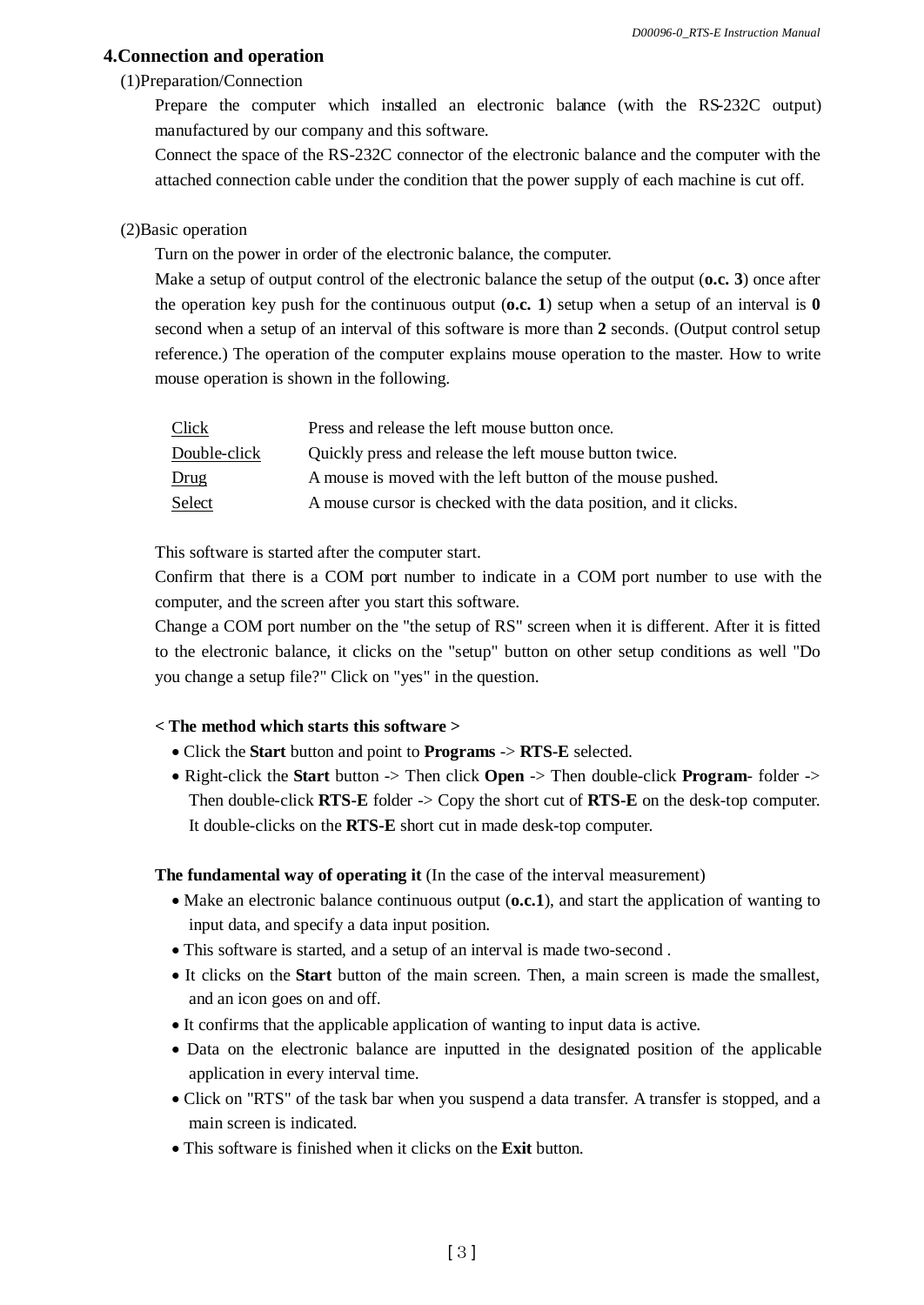## 4.Connection and operation

(1)Preparation/Connection

Prepare the computer which installed an electronic balance (with the RS-232C output) manufactured by our company and this software.

Connect the space of the RS-232C connector of the electronic balance and the computer with the attached connection cable under the condition that the power supply of each machine is cut off.

(2)Basic operation

Turn on the power in order of the electronic balance, the computer.

Make a setup of output control of the electronic balance the setup of the output (**o.c. 3**) once after the operation key push for the continuous output (**o.c. 1**) setup when a setup of an interval is **0** second when a setup of an interval of this software is more than **2** seconds. (Output control setup reference.) The operation of the computer explains mouse operation to the master. How to write mouse operation is shown in the following.

| | |
|---|---|
| Click | Press and release the left mouse button once. |
| Double-click | Quickly press and release the left mouse button twice. |
| Drug | A mouse is moved with the left button of the mouse pushed. |
| Select | A mouse cursor is checked with the data position, and it clicks. |

This software is started after the computer start.

Confirm that there is a COM port number to indicate in a COM port number to use with the computer, and the screen after you start this software.

Change a COM port number on the "the setup of RS" screen when it is different. After it is fitted to the electronic balance, it clicks on the "setup" button on other setup conditions as well "Do you change a setup file?" Click on "yes" in the question.

**< The method which starts this software >**

- Click the **Start** button and point to **Programs** -> **RTS-E** selected.
- Right-click the **Start** button -> Then click **Open** -> Then double-click **Program**- folder -> Then double-click **RTS-E** folder -> Copy the short cut of **RTS-E** on the desk-top computer. It double-clicks on the **RTS-E** short cut in made desk-top computer.

**The fundamental way of operating it** (In the case of the interval measurement)

- Make an electronic balance continuous output (**o.c.1**), and start the application of wanting to input data, and specify a data input position.
- This software is started, and a setup of an interval is made two-second .
- It clicks on the **Start** button of the main screen. Then, a main screen is made the smallest, and an icon goes on and off.
- It confirms that the applicable application of wanting to input data is active.
- Data on the electronic balance are inputted in the designated position of the applicable application in every interval time.
- Click on "RTS" of the task bar when you suspend a data transfer. A transfer is stopped, and a main screen is indicated.
- This software is finished when it clicks on the **Exit** button.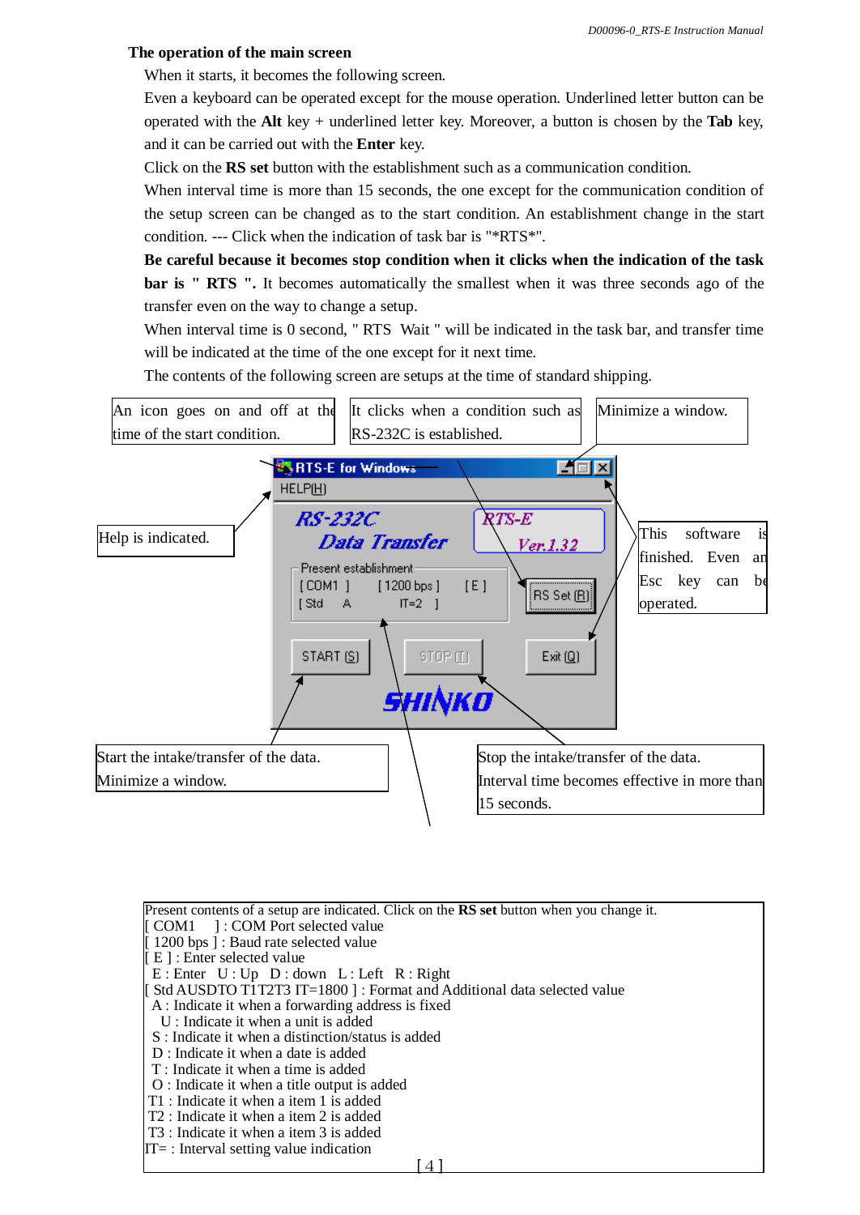**The operation of the main screen**

When it starts, it becomes the following screen.

Even a keyboard can be operated except for the mouse operation. Underlined letter button can be operated with the **Alt** key + underlined letter key. Moreover, a button is chosen by the **Tab** key, and it can be carried out with the **Enter** key.

Click on the **RS set** button with the establishment such as a communication condition.

When interval time is more than 15 seconds, the one except for the communication condition of the setup screen can be changed as to the start condition. An establishment change in the start condition. --- Click when the indication of task bar is "*RTS*".

**Be careful because it becomes stop condition when it clicks when the indication of the task bar is " RTS ".** It becomes automatically the smallest when it was three seconds ago of the transfer even on the way to change a setup.

When interval time is 0 second, " RTS Wait " will be indicated in the task bar, and transfer time will be indicated at the time of the one except for it next time.

The contents of the following screen are setups at the time of standard shipping.

An icon goes on and off at the time of the start condition.

It clicks when a condition such as RS-232C is established.

Minimize a window.

Help is indicated.

This software is finished. Even an Esc key can be operated.

RTS-E for Windows

HELP(H)

RS-232C Data Transfer

RTS-E Ver.1.32

Present establishment

[ COM1 ] [ 1200 bps ] [ E ]
[ Std A IT=2 ]

RS Set (R)

START (S)  STOP (T)  Exit (Q)

SHINKO

Start the intake/transfer of the data.
Minimize a window.

Stop the intake/transfer of the data.
Interval time becomes effective in more than 15 seconds.

Present contents of a setup are indicated. Click on the **RS set** button when you change it.
[ COM1 ] : COM Port selected value
[ 1200 bps ] : Baud rate selected value
[ E ] : Enter selected value
E : Enter U : Up D : down L : Left R : Right
[ Std AUSDTO T1T2T3 IT=1800 ] : Format and Additional data selected value
A : Indicate it when a forwarding address is fixed
U : Indicate it when a unit is added
S : Indicate it when a distinction/status is added
D : Indicate it when a date is added
T : Indicate it when a time is added
O : Indicate it when a title output is added
T1 : Indicate it when a item 1 is added
T2 : Indicate it when a item 2 is added
T3 : Indicate it when a item 3 is added
IT= : Interval setting value indication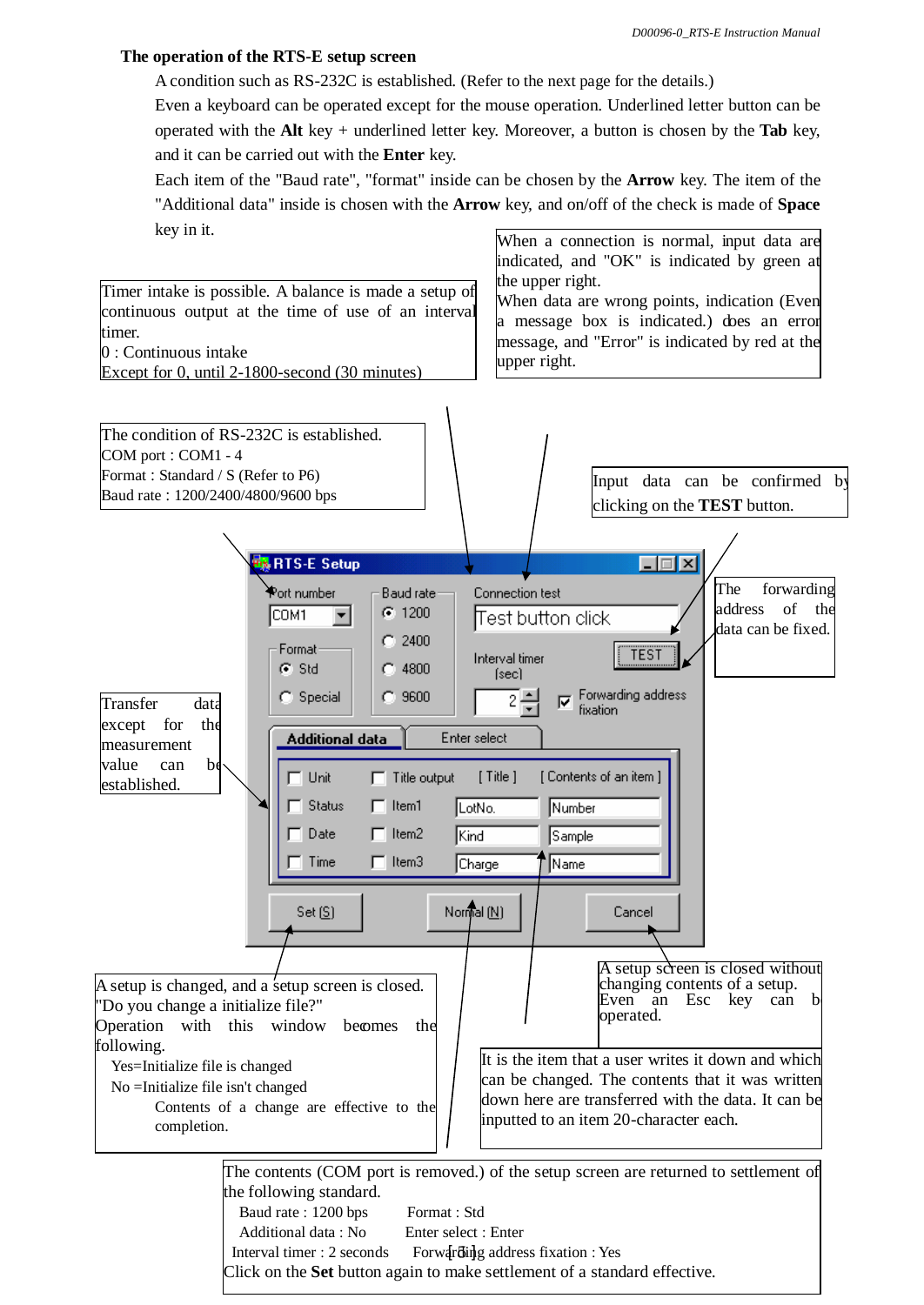## The operation of the RTS-E setup screen

A condition such as RS-232C is established. (Refer to the next page for the details.)

Even a keyboard can be operated except for the mouse operation. Underlined letter button can be operated with the **Alt** key + underlined letter key. Moreover, a button is chosen by the **Tab** key, and it can be carried out with the **Enter** key.

Each item of the "Baud rate", "format" inside can be chosen by the **Arrow** key. The item of the "Additional data" inside is chosen with the **Arrow** key, and on/off of the check is made of **Space** key in it.

Timer intake is possible. A balance is made a setup of continuous output at the time of use of an interval timer.
0 : Continuous intake
Except for 0, until 2-1800-second (30 minutes)

When a connection is normal, input data are indicated, and "OK" is indicated by green at the upper right.
When data are wrong points, indication (Even a message box is indicated.) does an error message, and "Error" is indicated by red at the upper right.

The condition of RS-232C is established.
COM port : COM1 - 4
Format : Standard / S (Refer to P6)
Baud rate : 1200/2400/4800/9600 bps

Input data can be confirmed by clicking on the **TEST** button.

The forwarding address of the data can be fixed.

Transfer data except for the measurement value can be established.

RTS-E Setup
Port number: COM1
Format: Std / Special
Baud rate: 1200 / 2400 / 4800 / 9600
Connection test: Test button click
TEST
Interval timer [sec]: 2
Forwarding address fixation
Additional data | Enter select
Unit, Status, Date, Time
Title output, Item1, Item2, Item3
[ Title ]: LotNo., Kind, Charge
[ Contents of an item ]: Number, Sample, Name
Set (S) | Normal (N) | Cancel

A setup is changed, and a setup screen is closed.
"Do you change a initialize file?"
Operation with this window becomes the following.
- Yes=Initialize file is changed
- No =Initialize file isn't changed

Contents of a change are effective to the completion.

A setup screen is closed without changing contents of a setup.
Even an Esc key can be operated.

It is the item that a user writes it down and which can be changed. The contents that it was written down here are transferred with the data. It can be inputted to an item 20-character each.

The contents (COM port is removed.) of the setup screen are returned to settlement of the following standard.

| | |
|---|---|
| Baud rate : 1200 bps | Format : Std |
| Additional data : No | Enter select : Enter |
| Interval timer : 2 seconds | Forwarding address fixation : Yes |

Click on the **Set** button again to make settlement of a standard effective.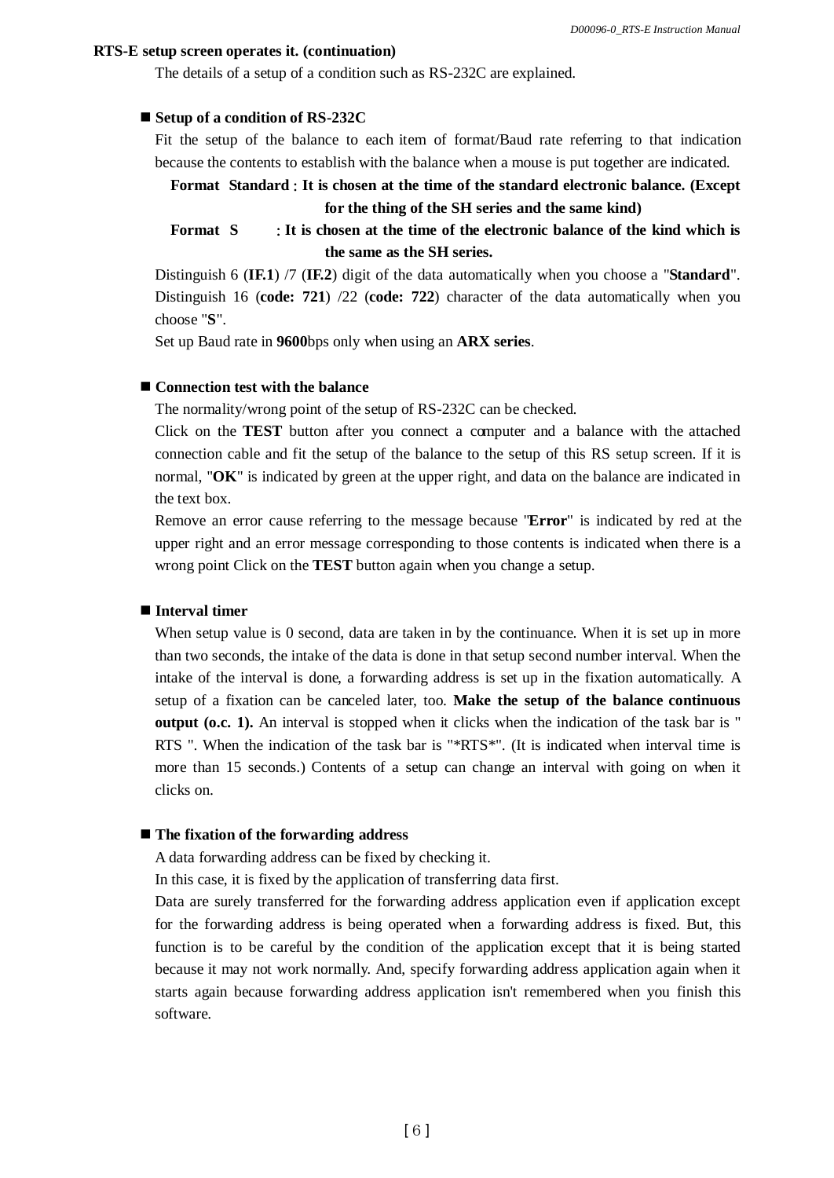**RTS-E setup screen operates it. (continuation)**

The details of a setup of a condition such as RS-232C are explained.

■ **Setup of a condition of RS-232C**

Fit the setup of the balance to each item of format/Baud rate referring to that indication because the contents to establish with the balance when a mouse is put together are indicated.

**Format Standard : It is chosen at the time of the standard electronic balance. (Except for the thing of the SH series and the same kind)**

**Format S : It is chosen at the time of the electronic balance of the kind which is the same as the SH series.**

Distinguish 6 (**IF.1**) /7 (**IF.2**) digit of the data automatically when you choose a "**Standard**". Distinguish 16 (**code: 721**) /22 (**code: 722**) character of the data automatically when you choose "**S**".

Set up Baud rate in **9600**bps only when using an **ARX series**.

■ **Connection test with the balance**

The normality/wrong point of the setup of RS-232C can be checked.

Click on the **TEST** button after you connect a computer and a balance with the attached connection cable and fit the setup of the balance to the setup of this RS setup screen. If it is normal, "**OK**" is indicated by green at the upper right, and data on the balance are indicated in the text box.

Remove an error cause referring to the message because "**Error**" is indicated by red at the upper right and an error message corresponding to those contents is indicated when there is a wrong point Click on the **TEST** button again when you change a setup.

■ **Interval timer**

When setup value is 0 second, data are taken in by the continuance. When it is set up in more than two seconds, the intake of the data is done in that setup second number interval. When the intake of the interval is done, a forwarding address is set up in the fixation automatically. A setup of a fixation can be canceled later, too. **Make the setup of the balance continuous output (o.c. 1).** An interval is stopped when it clicks when the indication of the task bar is " RTS ". When the indication of the task bar is "*RTS*". (It is indicated when interval time is more than 15 seconds.) Contents of a setup can change an interval with going on when it clicks on.

■ **The fixation of the forwarding address**

A data forwarding address can be fixed by checking it.

In this case, it is fixed by the application of transferring data first.

Data are surely transferred for the forwarding address application even if application except for the forwarding address is being operated when a forwarding address is fixed. But, this function is to be careful by the condition of the application except that it is being started because it may not work normally. And, specify forwarding address application again when it starts again because forwarding address application isn't remembered when you finish this software.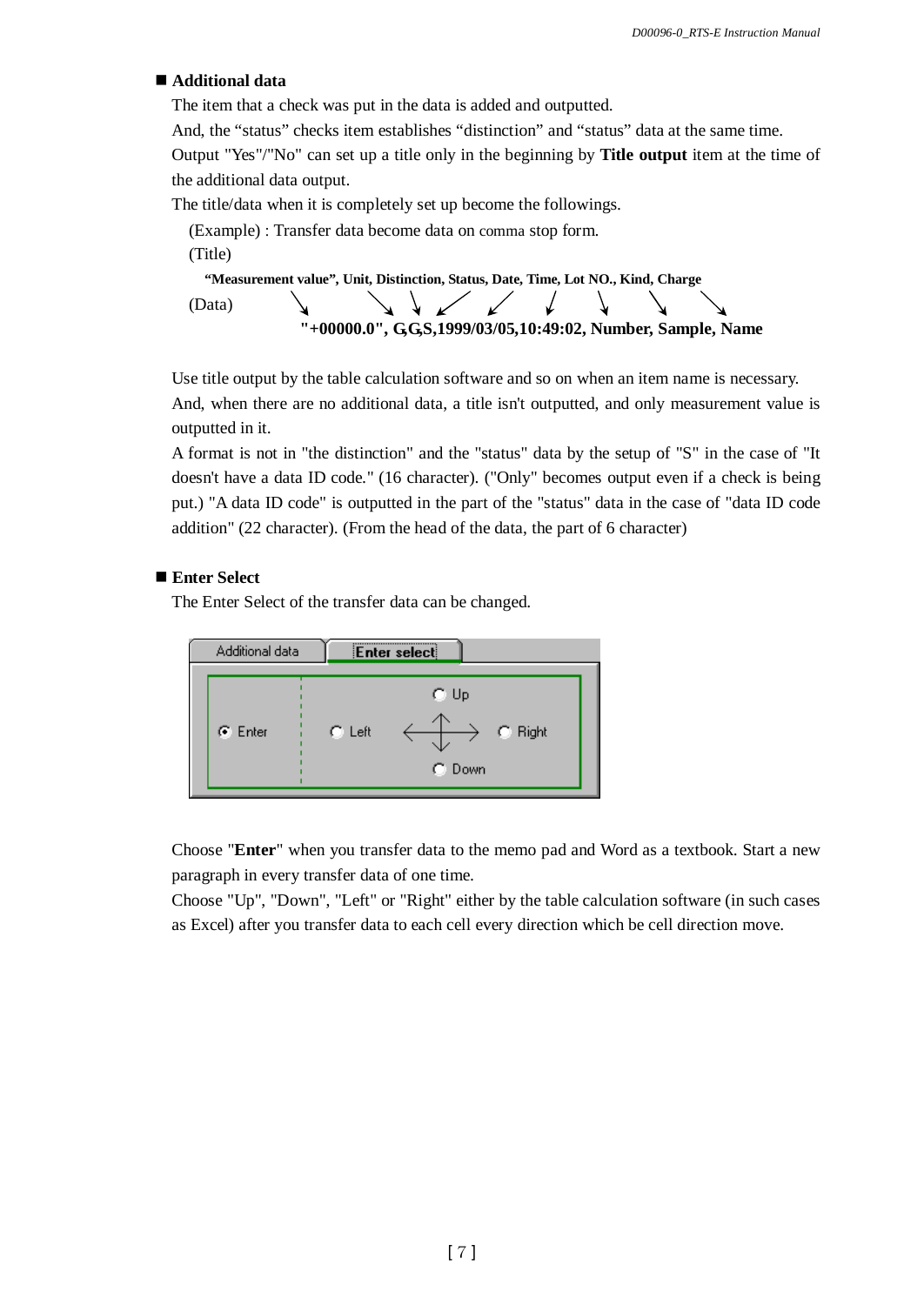## Additional data

The item that a check was put in the data is added and outputted.

And, the “status” checks item establishes “distinction” and “status” data at the same time.

Output "Yes"/"No" can set up a title only in the beginning by **Title output** item at the time of the additional data output.

The title/data when it is completely set up become the followings.

(Example) : Transfer data become data on comma stop form.

(Title)

**“Measurement value”, Unit, Distinction, Status, Date, Time, Lot NO., Kind, Charge**

(Data)

**"+00000.0", G,G,S,1999/03/05,10:49:02, Number, Sample, Name**

Use title output by the table calculation software and so on when an item name is necessary.

And, when there are no additional data, a title isn't outputted, and only measurement value is outputted in it.

A format is not in "the distinction" and the "status" data by the setup of "S" in the case of "It doesn't have a data ID code." (16 character). ("Only" becomes output even if a check is being put.) "A data ID code" is outputted in the part of the "status" data in the case of "data ID code addition" (22 character). (From the head of the data, the part of 6 character)

## Enter Select

The Enter Select of the transfer data can be changed.

Additional data | Enter select

Enter | Left | Up | Down | Right

Choose "**Enter**" when you transfer data to the memo pad and Word as a textbook. Start a new paragraph in every transfer data of one time.

Choose "Up", "Down", "Left" or "Right" either by the table calculation software (in such cases as Excel) after you transfer data to each cell every direction which be cell direction move.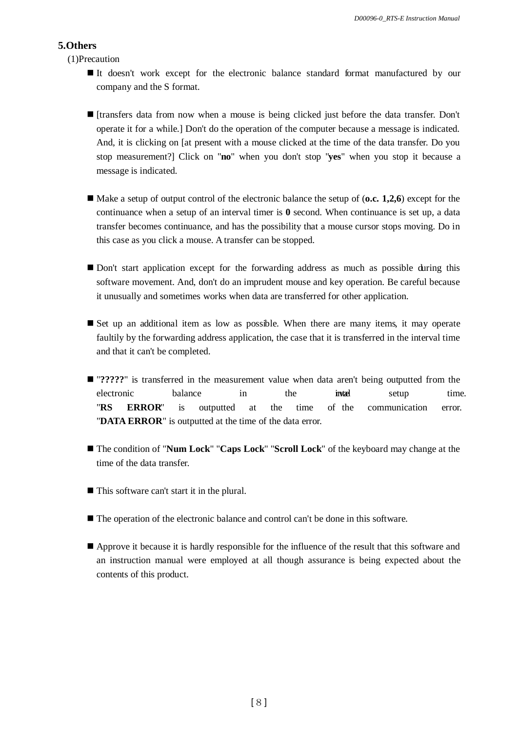## 5.Others

(1)Precaution

- It doesn't work except for the electronic balance standard format manufactured by our company and the S format.

- [transfers data from now when a mouse is being clicked just before the data transfer. Don't operate it for a while.] Don't do the operation of the computer because a message is indicated. And, it is clicking on [at present with a mouse clicked at the time of the data transfer. Do you stop measurement?] Click on "**no**" when you don't stop "**yes**" when you stop it because a message is indicated.

- Make a setup of output control of the electronic balance the setup of (**o.c. 1,2,6**) except for the continuance when a setup of an interval timer is **0** second. When continuance is set up, a data transfer becomes continuance, and has the possibility that a mouse cursor stops moving. Do in this case as you click a mouse. A transfer can be stopped.

- Don't start application except for the forwarding address as much as possible during this software movement. And, don't do an imprudent mouse and key operation. Be careful because it unusually and sometimes works when data are transferred for other application.

- Set up an additional item as low as possible. When there are many items, it may operate faultily by the forwarding address application, the case that it is transferred in the interval time and that it can't be completed.

- "**?????**" is transferred in the measurement value when data aren't being outputted from the electronic balance in the interval setup time. "**RS ERROR**" is outputted at the time of the communication error. "**DATA ERROR**" is outputted at the time of the data error.

- The condition of "**Num Lock**" "**Caps Lock**" "**Scroll Lock**" of the keyboard may change at the time of the data transfer.

- This software can't start it in the plural.

- The operation of the electronic balance and control can't be done in this software.

- Approve it because it is hardly responsible for the influence of the result that this software and an instruction manual were employed at all though assurance is being expected about the contents of this product.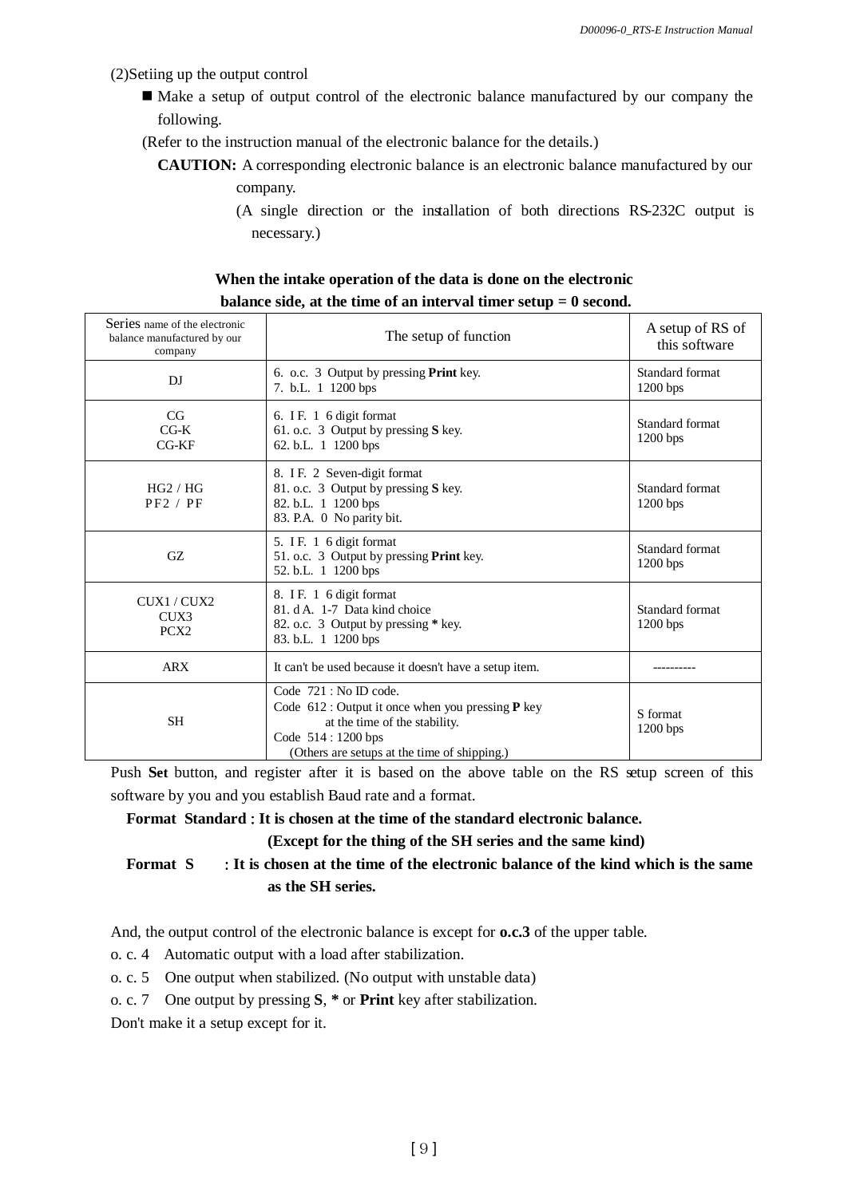(2)Setiing up the output control

- Make a setup of output control of the electronic balance manufactured by our company the following.

(Refer to the instruction manual of the electronic balance for the details.)

**CAUTION:** A corresponding electronic balance is an electronic balance manufactured by our company.

(A single direction or the installation of both directions RS-232C output is necessary.)

**When the intake operation of the data is done on the electronic balance side, at the time of an interval timer setup = 0 second.**

| Series name of the electronic balance manufactured by our company | The setup of function | A setup of RS of this software |
|---|---|---|
| DJ | 6. o.c. 3 Output by pressing **Print** key.<br>7. b.L. 1 1200 bps | Standard format<br>1200 bps |
| CG<br>CG-K<br>CG-KF | 6. I F. 1 6 digit format<br>61. o.c. 3 Output by pressing **S** key.<br>62. b.L. 1 1200 bps | Standard format<br>1200 bps |
| HG2 / HG<br>PF2 / PF | 8. I F. 2 Seven-digit format<br>81. o.c. 3 Output by pressing **S** key.<br>82. b.L. 1 1200 bps<br>83. P.A. 0 No parity bit. | Standard format<br>1200 bps |
| GZ | 5. I F. 1 6 digit format<br>51. o.c. 3 Output by pressing **Print** key.<br>52. b.L. 1 1200 bps | Standard format<br>1200 bps |
| CUX1 / CUX2<br>CUX3<br>PCX2 | 8. I F. 1 6 digit format<br>81. d A. 1-7 Data kind choice<br>82. o.c. 3 Output by pressing * key.<br>83. b.L. 1 1200 bps | Standard format<br>1200 bps |
| ARX | It can't be used because it doesn't have a setup item. | ---------- |
| SH | Code 721 : No ID code.<br>Code 612 : Output it once when you pressing **P** key at the time of the stability.<br>Code 514 : 1200 bps<br>(Others are setups at the time of shipping.) | S format<br>1200 bps |

Push **Set** button, and register after it is based on the above table on the RS setup screen of this software by you and you establish Baud rate and a format.

**Format Standard : It is chosen at the time of the standard electronic balance.**
**(Except for the thing of the SH series and the same kind)**

**Format S : It is chosen at the time of the electronic balance of the kind which is the same as the SH series.**

And, the output control of the electronic balance is except for **o.c.3** of the upper table.

o. c. 4 Automatic output with a load after stabilization.

o. c. 5 One output when stabilized. (No output with unstable data)

o. c. 7 One output by pressing **S**, **\*** or **Print** key after stabilization.

Don't make it a setup except for it.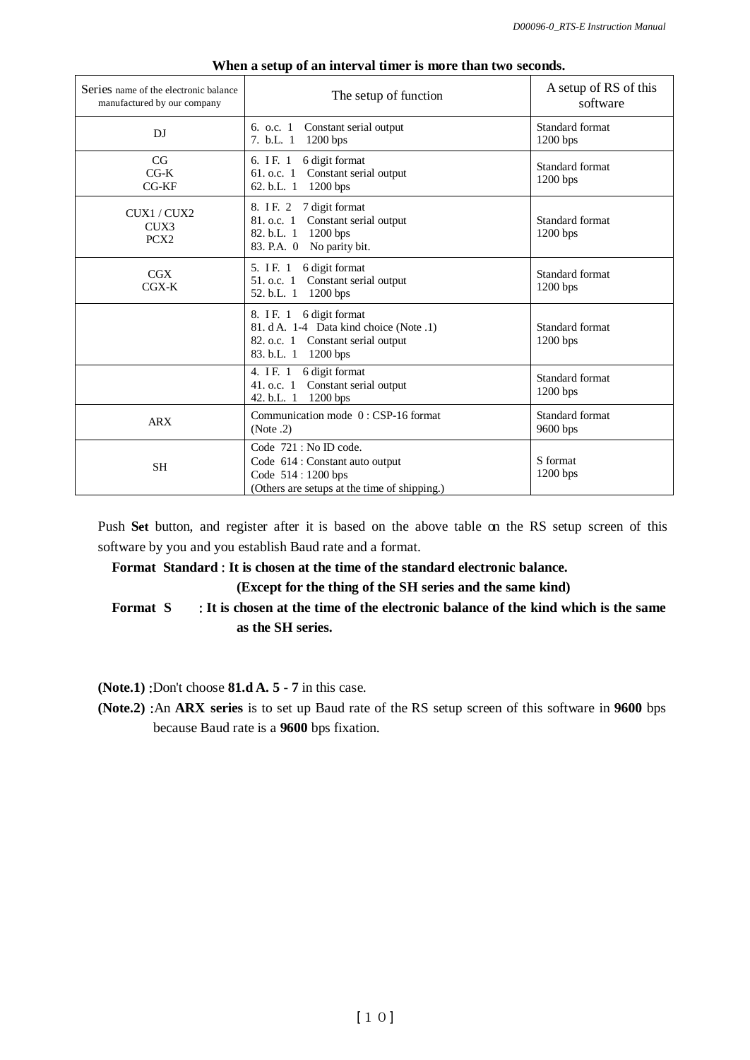**When a setup of an interval timer is more than two seconds.**

| Series name of the electronic balance manufactured by our company | The setup of function | A setup of RS of this software |
|---|---|---|
| DJ | 6. o.c. 1　Constant serial output<br>7. b.L. 1　1200 bps | Standard format<br>1200 bps |
| CG<br>CG-K<br>CG-KF | 6. I F. 1　6 digit format<br>61. o.c. 1　Constant serial output<br>62. b.L. 1　1200 bps | Standard format<br>1200 bps |
| CUX1 / CUX2<br>CUX3<br>PCX2 | 8. I F. 2　7 digit format<br>81. o.c. 1　Constant serial output<br>82. b.L. 1　1200 bps<br>83. P.A. 0　No parity bit. | Standard format<br>1200 bps |
| CGX<br>CGX-K | 5. I F. 1　6 digit format<br>51. o.c. 1　Constant serial output<br>52. b.L. 1　1200 bps | Standard format<br>1200 bps |
| | 8. I F. 1　6 digit format<br>81. d A. 1-4　Data kind choice (Note .1)<br>82. o.c. 1　Constant serial output<br>83. b.L. 1　1200 bps | Standard format<br>1200 bps |
| | 4. I F. 1　6 digit format<br>41. o.c. 1　Constant serial output<br>42. b.L. 1　1200 bps | Standard format<br>1200 bps |
| ARX | Communication mode　0 : CSP-16 format<br>(Note .2) | Standard format<br>9600 bps |
| SH | Code　721 : No ID code.<br>Code　614 : Constant auto output<br>Code　514 : 1200 bps<br>(Others are setups at the time of shipping.) | S format<br>1200 bps |

Push **Set** button, and register after it is based on the above table on the RS setup screen of this software by you and you establish Baud rate and a format.

**Format　Standard : It is chosen at the time of the standard electronic balance.**
**(Except for the thing of the SH series and the same kind)**

**Format　S　　: It is chosen at the time of the electronic balance of the kind which is the same as the SH series.**

**(Note.1) :**Don't choose **81.d A. 5 - 7** in this case.

**(Note.2) :**An **ARX series** is to set up Baud rate of the RS setup screen of this software in **9600** bps because Baud rate is a **9600** bps fixation.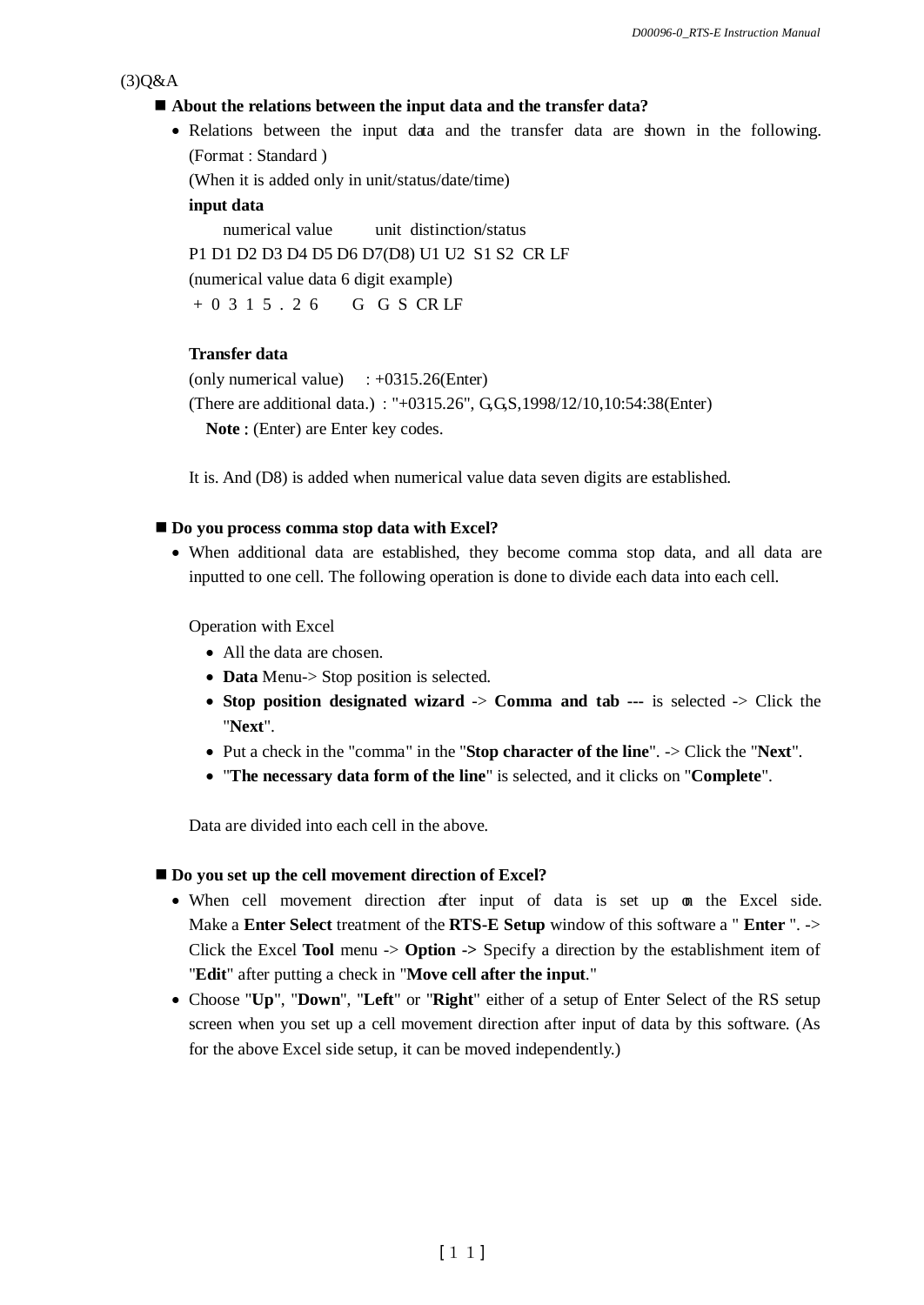(3)Q&A

**■ About the relations between the input data and the transfer data?**

- Relations between the input data and the transfer data are shown in the following. (Format : Standard )

  (When it is added only in unit/status/date/time)

  **input data**

  numerical value        unit  distinction/status

  P1 D1 D2 D3 D4 D5 D6 D7(D8) U1 U2  S1 S2  CR LF

  (numerical value data 6 digit example)

  \+ 0 3 1 5 . 2 6      G  G  S  CR LF

  **Transfer data**

  (only numerical value)    : +0315.26(Enter)

  (There are additional data.) : "+0315.26", G,G,S,1998/12/10,10:54:38(Enter)

  **Note :** (Enter) are Enter key codes.

  It is. And (D8) is added when numerical value data seven digits are established.

**■ Do you process comma stop data with Excel?**

- When additional data are established, they become comma stop data, and all data are inputted to one cell. The following operation is done to divide each data into each cell.

  Operation with Excel

  - All the data are chosen.
  - **Data** Menu-> Stop position is selected.
  - **Stop position designated wizard** -> **Comma and tab ---** is selected -> Click the "**Next**".
  - Put a check in the "comma" in the "**Stop character of the line**". -> Click the "**Next**".
  - "**The necessary data form of the line**" is selected, and it clicks on "**Complete**".

  Data are divided into each cell in the above.

**■ Do you set up the cell movement direction of Excel?**

- When cell movement direction after input of data is set up on the Excel side. Make a **Enter Select** treatment of the **RTS-E Setup** window of this software a " **Enter** ". -> Click the Excel **Tool** menu -> **Option ->** Specify a direction by the establishment item of "**Edit**" after putting a check in "**Move cell after the input**."
- Choose "**Up**", "**Down**", "**Left**" or "**Right**" either of a setup of Enter Select of the RS setup screen when you set up a cell movement direction after input of data by this software. (As for the above Excel side setup, it can be moved independently.)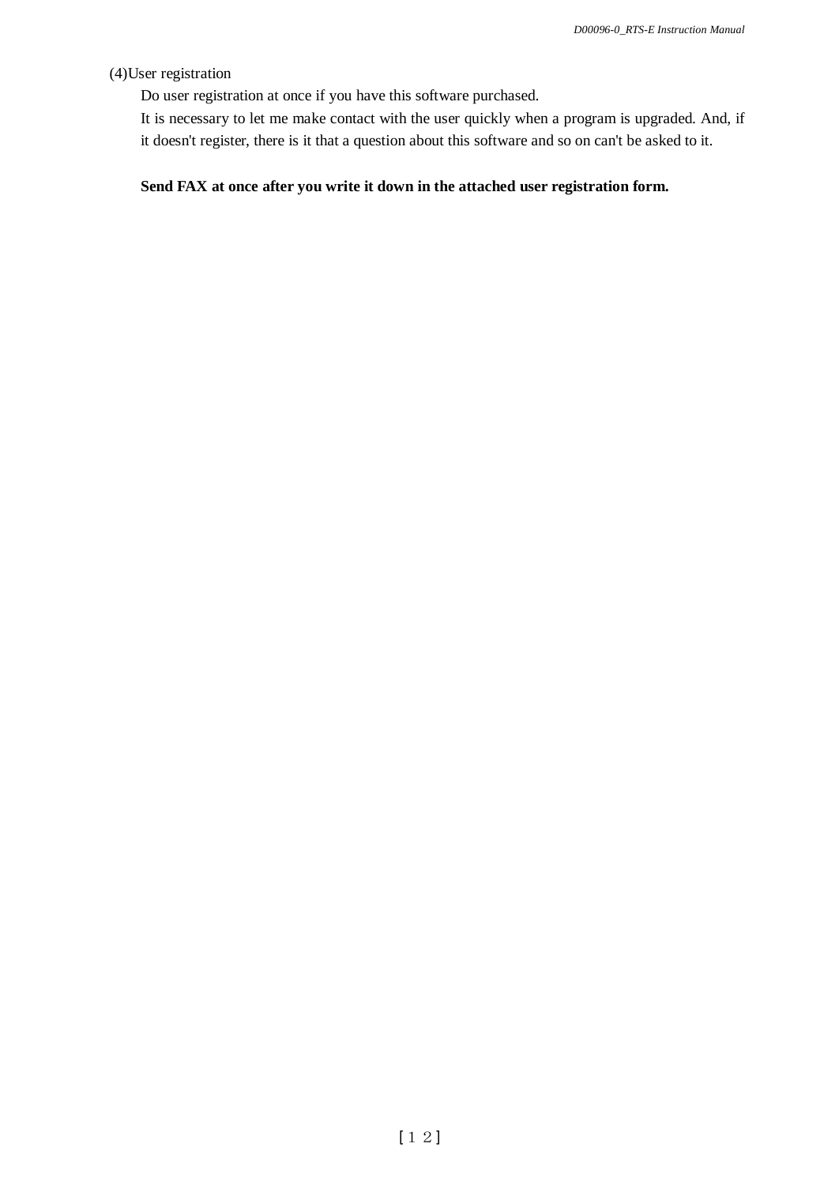(4)User registration

Do user registration at once if you have this software purchased.

It is necessary to let me make contact with the user quickly when a program is upgraded. And, if it doesn't register, there is it that a question about this software and so on can't be asked to it.

**Send FAX at once after you write it down in the attached user registration form.**